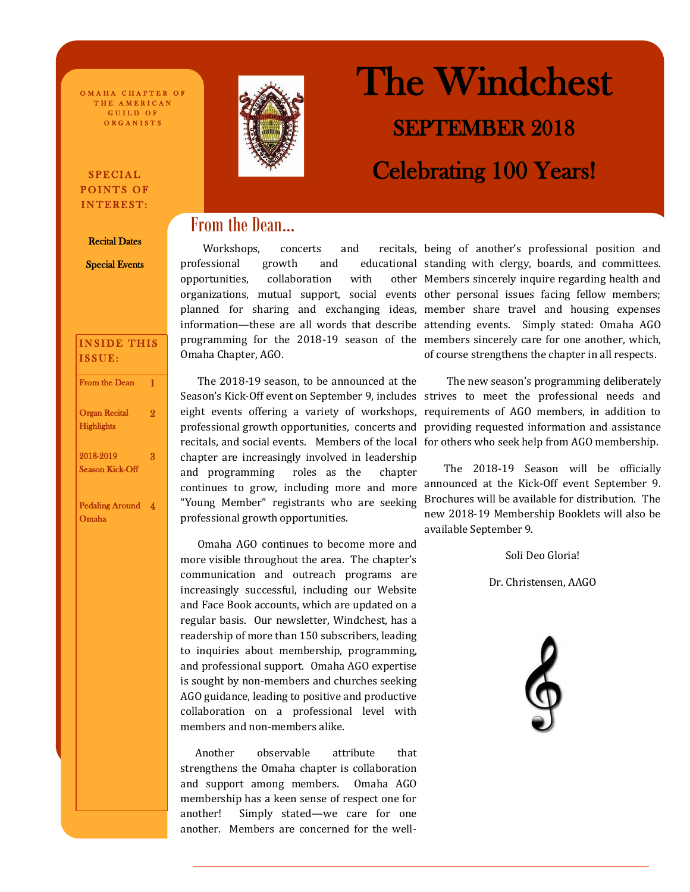OMAHA CHAPTER OF THE AMERICAN GUILD OF ORGANISTS

# The Windchest

## SEPTEMBER 2018

## Celebrating 100 Years!

**SPECIAL POINTS OF INTEREST:**

- Recital Dates
- Special Events

**INSIDE THIS ISSUE:**

| | |
|---|---|
| From the Dean | 1 |
| Organ Recital Highlights | 2 |
| 2018-2019 Season Kick-Off | 3 |
| Pedaling Around Omaha | 4 |

## From the Dean...

Workshops, concerts and recitals, professional growth and educational opportunities, collaboration with other organizations, mutual support, social events planned for sharing and exchanging ideas, information—these are all words that describe programming for the 2018-19 season of the Omaha Chapter, AGO.

The 2018-19 season, to be announced at the Season's Kick-Off event on September 9, includes eight events offering a variety of workshops, professional growth opportunities, concerts and recitals, and social events. Members of the local chapter are increasingly involved in leadership and programming roles as the chapter continues to grow, including more and more "Young Member" registrants who are seeking professional growth opportunities.

Omaha AGO continues to become more and more visible throughout the area. The chapter's communication and outreach programs are increasingly successful, including our Website and Face Book accounts, which are updated on a regular basis. Our newsletter, Windchest, has a readership of more than 150 subscribers, leading to inquiries about membership, programming, and professional support. Omaha AGO expertise is sought by non-members and churches seeking AGO guidance, leading to positive and productive collaboration on a professional level with members and non-members alike.

Another observable attribute that strengthens the Omaha chapter is collaboration and support among members. Omaha AGO membership has a keen sense of respect one for another! Simply stated—we care for one another. Members are concerned for the well-being of another's professional position and standing with clergy, boards, and committees. Members sincerely inquire regarding health and other personal issues facing fellow members; member share travel and housing expenses attending events. Simply stated: Omaha AGO members sincerely care for one another, which, of course strengthens the chapter in all respects.

The new season's programming deliberately strives to meet the professional needs and requirements of AGO members, in addition to providing requested information and assistance for others who seek help from AGO membership.

The 2018-19 Season will be officially announced at the Kick-Off event September 9. Brochures will be available for distribution. The new 2018-19 Membership Booklets will also be available September 9.

Soli Deo Gloria!

Dr. Christensen, AAGO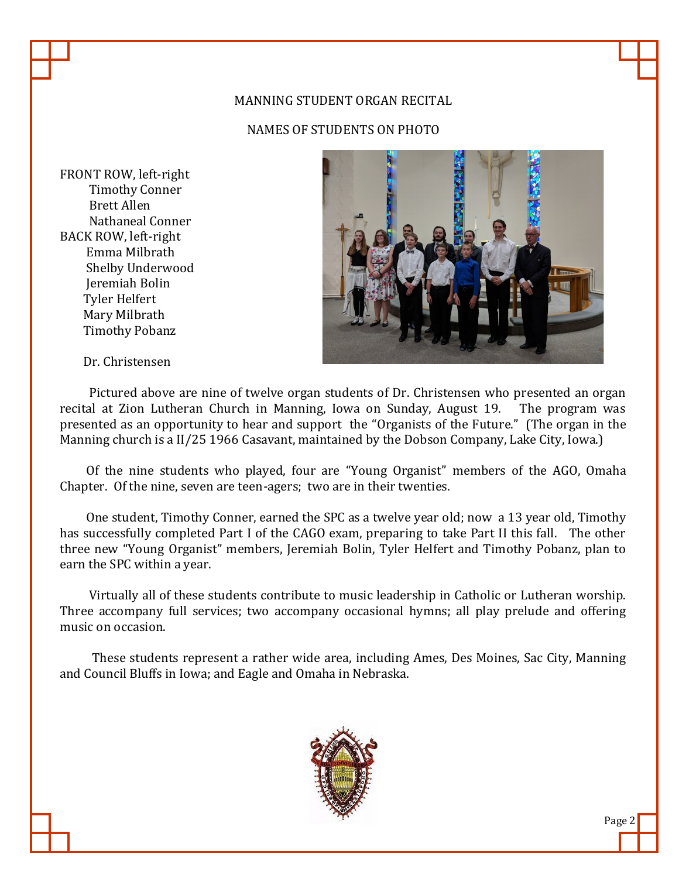MANNING STUDENT ORGAN RECITAL

NAMES OF STUDENTS ON PHOTO

FRONT ROW, left-right
- Timothy Conner
- Brett Allen
- Nathaneal Conner

BACK ROW, left-right
- Emma Milbrath
- Shelby Underwood
- Jeremiah Bolin
- Tyler Helfert
- Mary Milbrath
- Timothy Pobanz

Dr. Christensen

Pictured above are nine of twelve organ students of Dr. Christensen who presented an organ recital at Zion Lutheran Church in Manning, Iowa on Sunday, August 19. The program was presented as an opportunity to hear and support the "Organists of the Future." (The organ in the Manning church is a II/25 1966 Casavant, maintained by the Dobson Company, Lake City, Iowa.)

Of the nine students who played, four are "Young Organist" members of the AGO, Omaha Chapter. Of the nine, seven are teen-agers; two are in their twenties.

One student, Timothy Conner, earned the SPC as a twelve year old; now a 13 year old, Timothy has successfully completed Part I of the CAGO exam, preparing to take Part II this fall. The other three new "Young Organist" members, Jeremiah Bolin, Tyler Helfert and Timothy Pobanz, plan to earn the SPC within a year.

Virtually all of these students contribute to music leadership in Catholic or Lutheran worship. Three accompany full services; two accompany occasional hymns; all play prelude and offering music on occasion.

These students represent a rather wide area, including Ames, Des Moines, Sac City, Manning and Council Bluffs in Iowa; and Eagle and Omaha in Nebraska.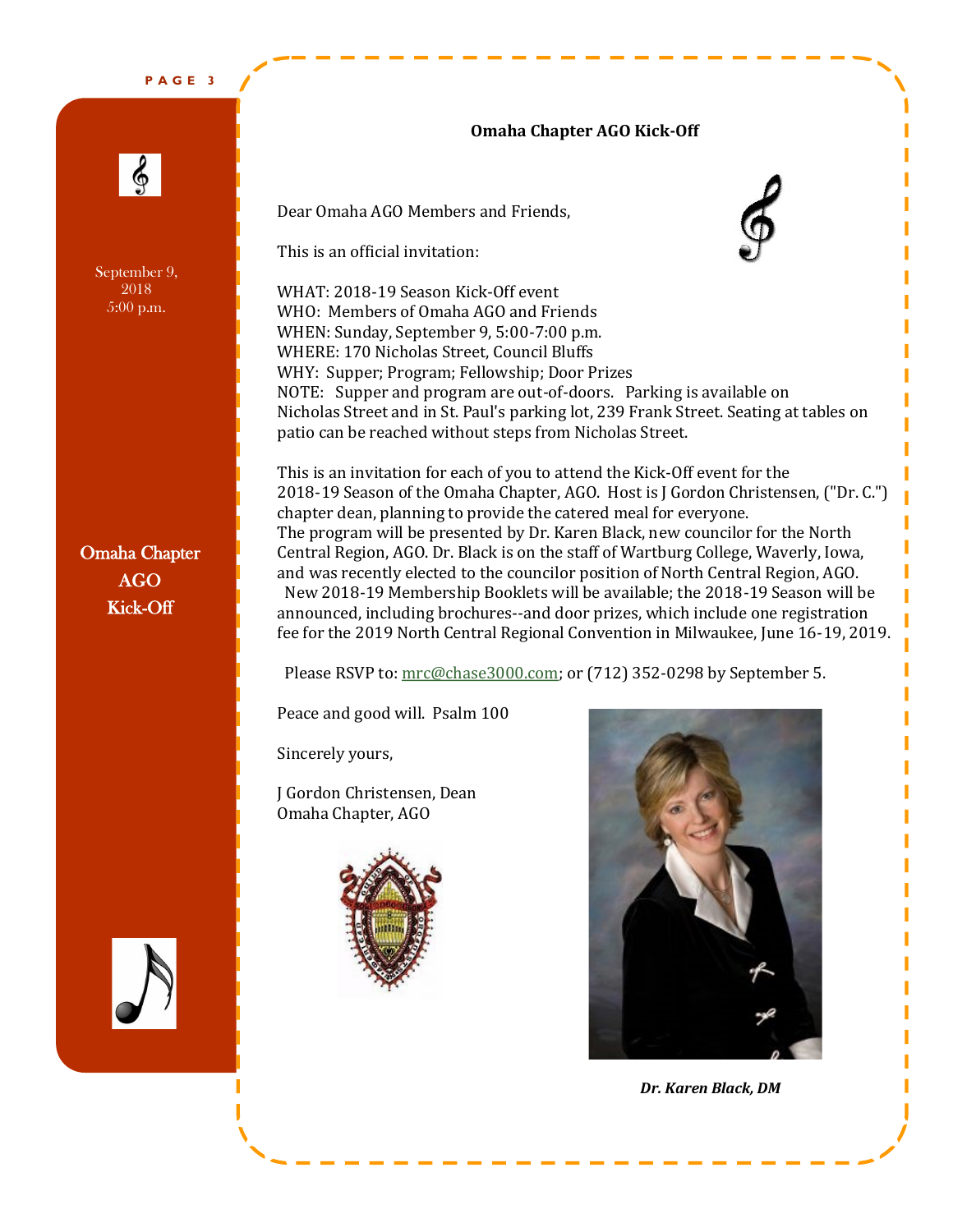September 9, 2018
5:00 p.m.

Omaha Chapter AGO Kick-Off

## Omaha Chapter AGO Kick-Off

Dear Omaha AGO Members and Friends,

This is an official invitation:

WHAT: 2018-19 Season Kick-Off event
WHO: Members of Omaha AGO and Friends
WHEN: Sunday, September 9, 5:00-7:00 p.m.
WHERE: 170 Nicholas Street, Council Bluffs
WHY: Supper; Program; Fellowship; Door Prizes
NOTE: Supper and program are out-of-doors. Parking is available on Nicholas Street and in St. Paul's parking lot, 239 Frank Street. Seating at tables on patio can be reached without steps from Nicholas Street.

This is an invitation for each of you to attend the Kick-Off event for the 2018-19 Season of the Omaha Chapter, AGO. Host is J Gordon Christensen, ("Dr. C.") chapter dean, planning to provide the catered meal for everyone.
The program will be presented by Dr. Karen Black, new councilor for the North Central Region, AGO. Dr. Black is on the staff of Wartburg College, Waverly, Iowa, and was recently elected to the councilor position of North Central Region, AGO.
New 2018-19 Membership Booklets will be available; the 2018-19 Season will be announced, including brochures--and door prizes, which include one registration fee for the 2019 North Central Regional Convention in Milwaukee, June 16-19, 2019.

Please RSVP to: mrc@chase3000.com; or (712) 352-0298 by September 5.

Peace and good will. Psalm 100

Sincerely yours,

J Gordon Christensen, Dean
Omaha Chapter, AGO

***Dr. Karen Black, DM***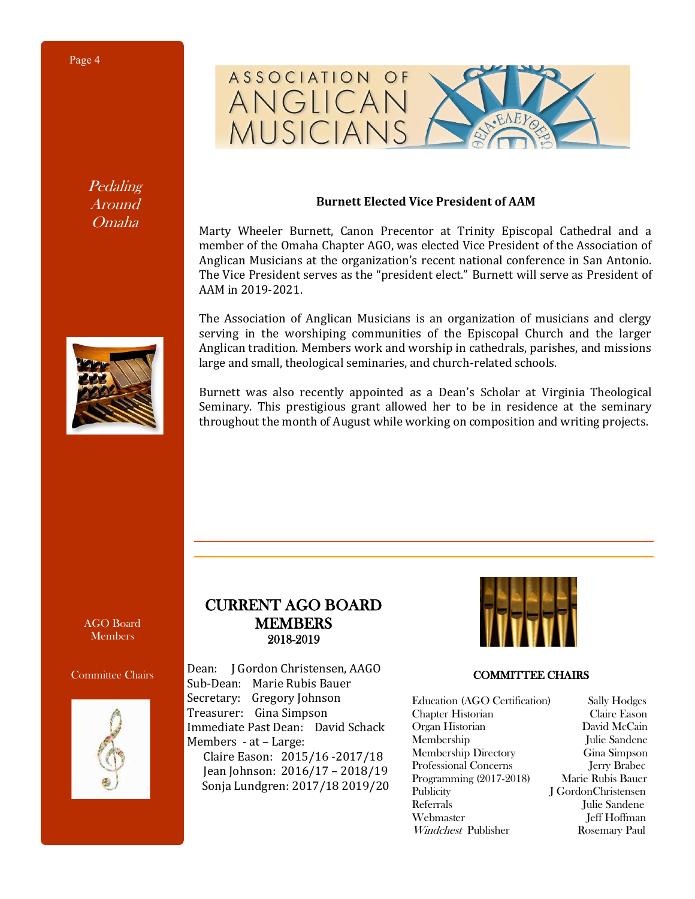*Pedaling Around Omaha*

ASSOCIATION OF ANGLICAN MUSICIANS

## Burnett Elected Vice President of AAM

Marty Wheeler Burnett, Canon Precentor at Trinity Episcopal Cathedral and a member of the Omaha Chapter AGO, was elected Vice President of the Association of Anglican Musicians at the organization's recent national conference in San Antonio. The Vice President serves as the "president elect." Burnett will serve as President of AAM in 2019-2021.

The Association of Anglican Musicians is an organization of musicians and clergy serving in the worshiping communities of the Episcopal Church and the larger Anglican tradition. Members work and worship in cathedrals, parishes, and missions large and small, theological seminaries, and church-related schools.

Burnett was also recently appointed as a Dean's Scholar at Virginia Theological Seminary. This prestigious grant allowed her to be in residence at the seminary throughout the month of August while working on composition and writing projects.

---

AGO Board Members

Committee Chairs

## CURRENT AGO BOARD MEMBERS 2018-2019

Dean: J Gordon Christensen, AAGO
Sub-Dean: Marie Rubis Bauer
Secretary: Gregory Johnson
Treasurer: Gina Simpson
Immediate Past Dean: David Schack
Members - at – Large:
- Claire Eason: 2015/16 -2017/18
- Jean Johnson: 2016/17 – 2018/19
- Sonja Lundgren: 2017/18 2019/20

## COMMITTEE CHAIRS

| | |
|---|---|
| Education (AGO Certification) | Sally Hodges |
| Chapter Historian | Claire Eason |
| Organ Historian | David McCain |
| Membership | Julie Sandene |
| Membership Directory | Gina Simpson |
| Professional Concerns | Jerry Brabec |
| Programming (2017-2018) | Marie Rubis Bauer |
| Publicity | J GordonChristensen |
| Referrals | Julie Sandene |
| Webmaster | Jeff Hoffman |
| *Windchest* Publisher | Rosemary Paul |